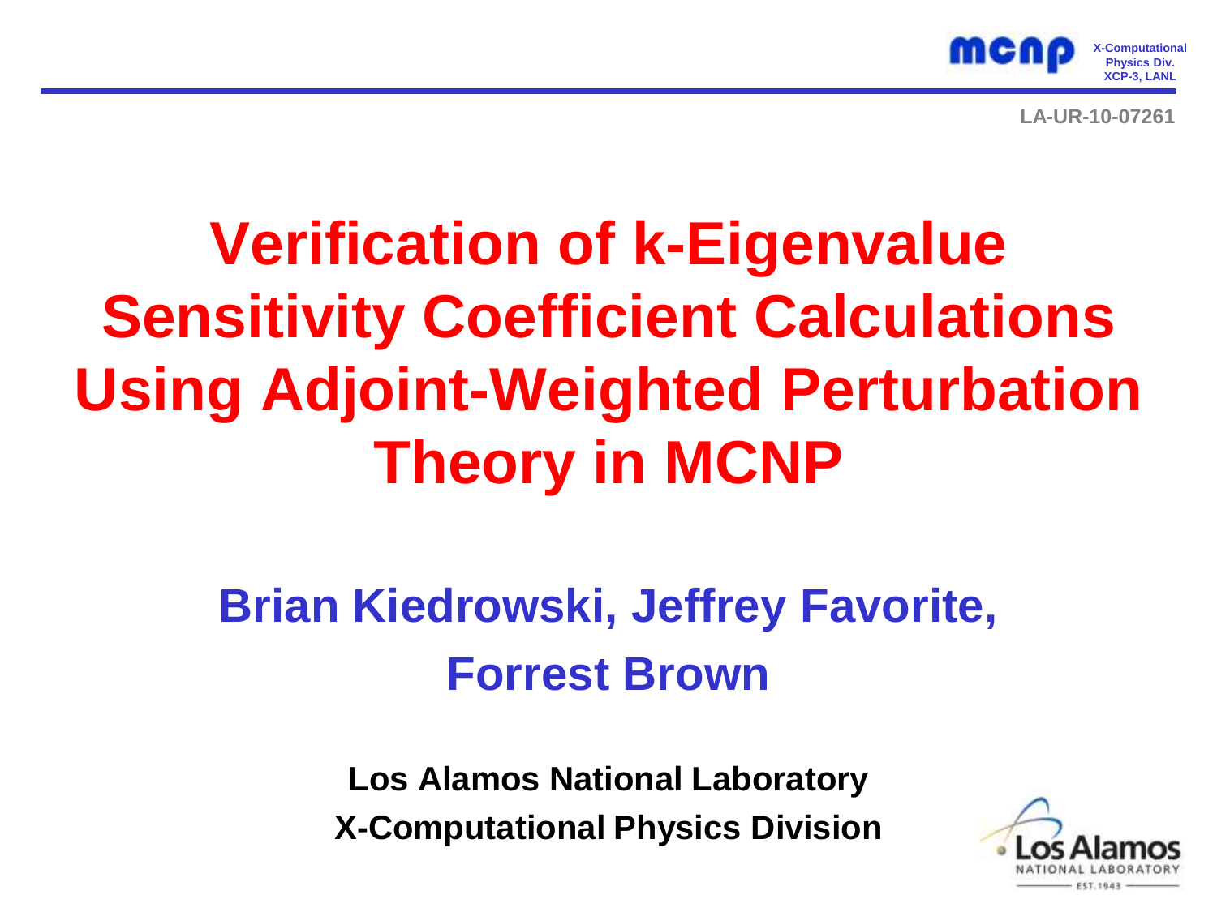LA-UR-10-07261

# Verification of k-Eigenvalue Sensitivity Coefficient Calculations Using Adjoint-Weighted Perturbation Theory in MCNP

## Brian Kiedrowski, Jeffrey Favorite, Forrest Brown

**Los Alamos National Laboratory**
**X-Computational Physics Division**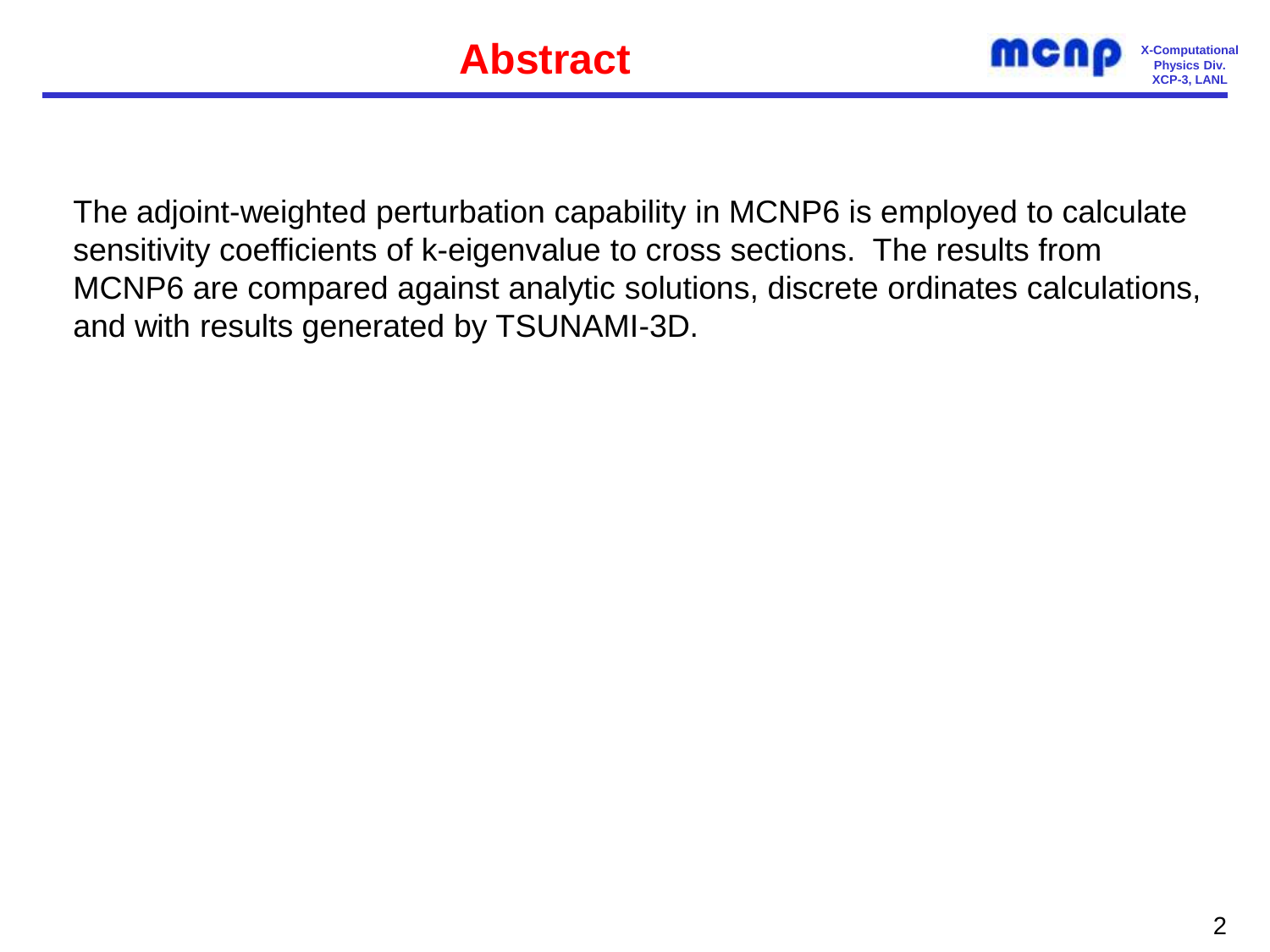# Abstract

The adjoint-weighted perturbation capability in MCNP6 is employed to calculate sensitivity coefficients of k-eigenvalue to cross sections. The results from MCNP6 are compared against analytic solutions, discrete ordinates calculations, and with results generated by TSUNAMI-3D.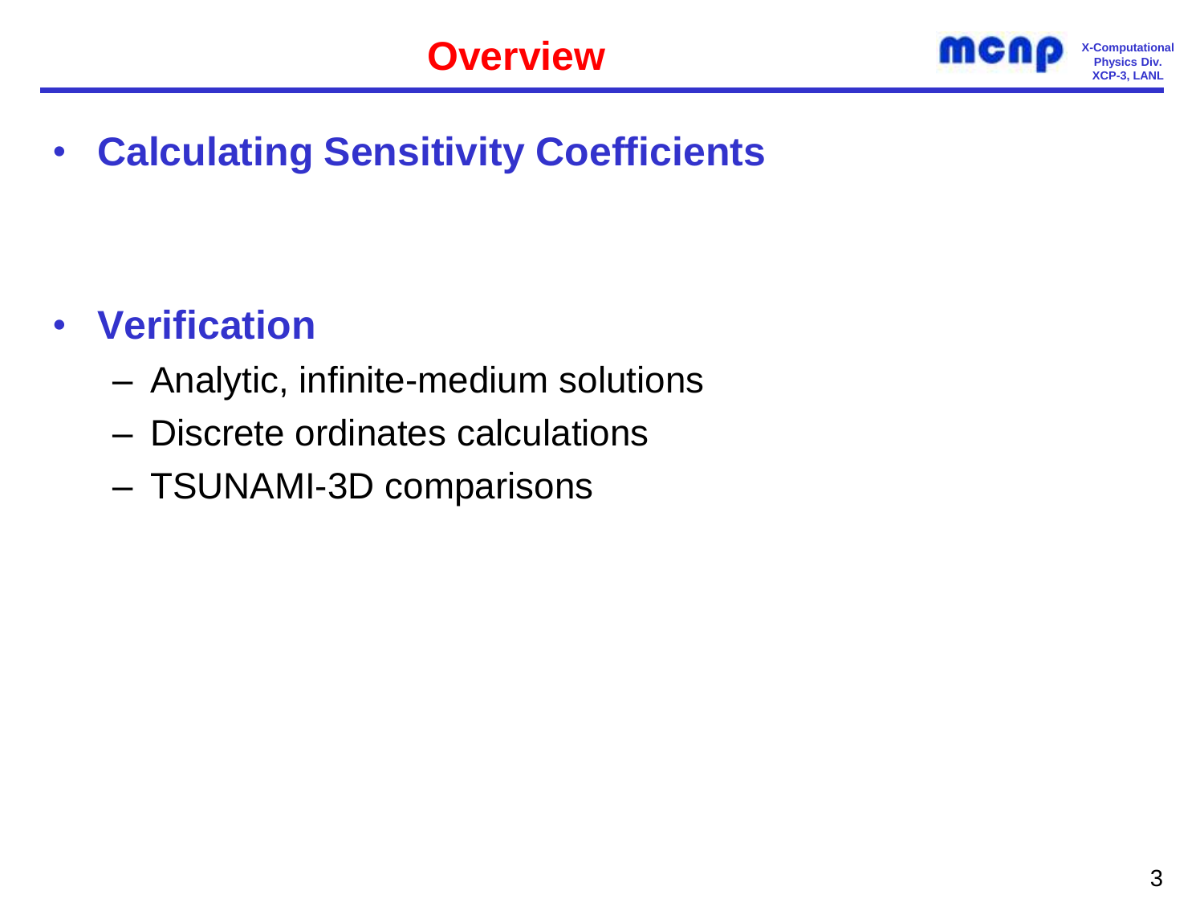# Overview

- **Calculating Sensitivity Coefficients**

- **Verification**
  - Analytic, infinite-medium solutions
  - Discrete ordinates calculations
  - TSUNAMI-3D comparisons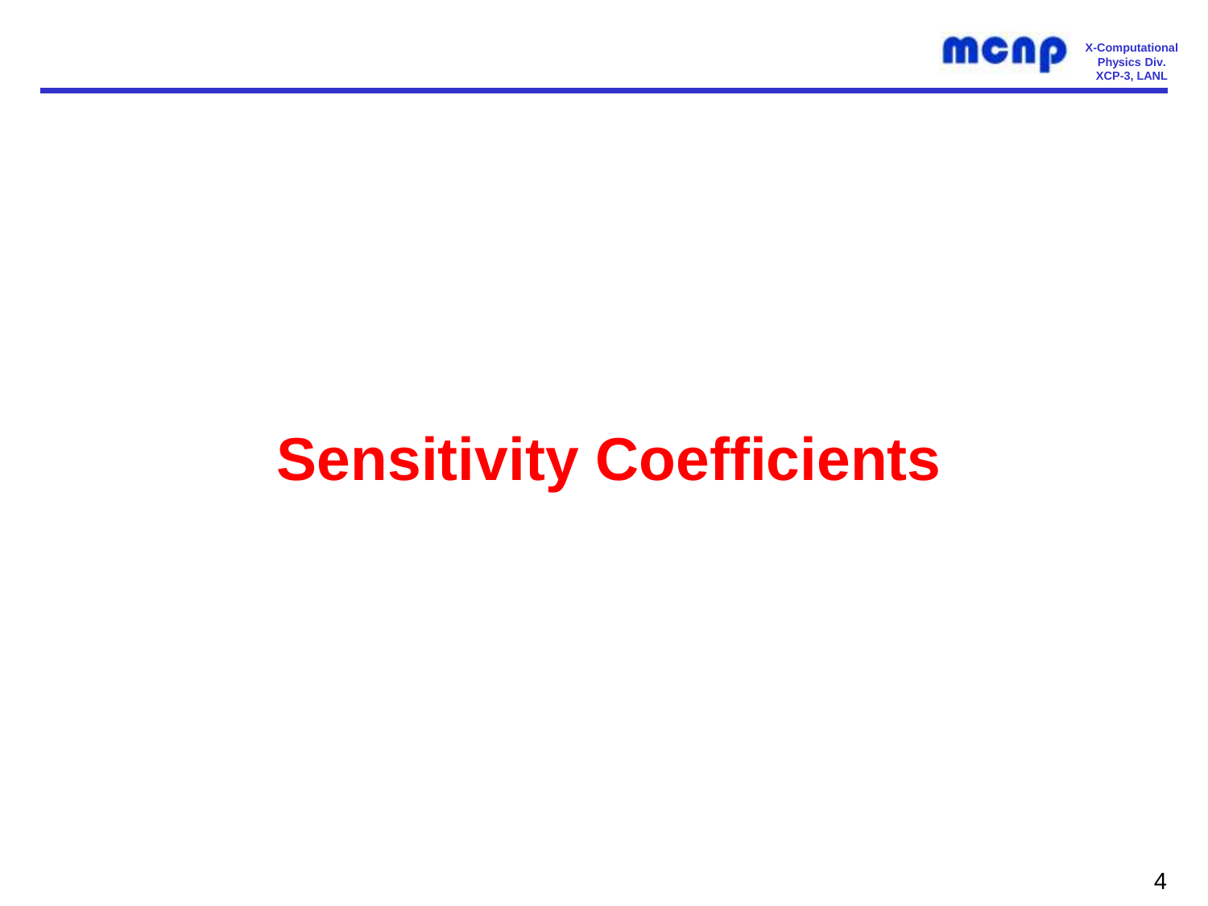# Sensitivity Coefficients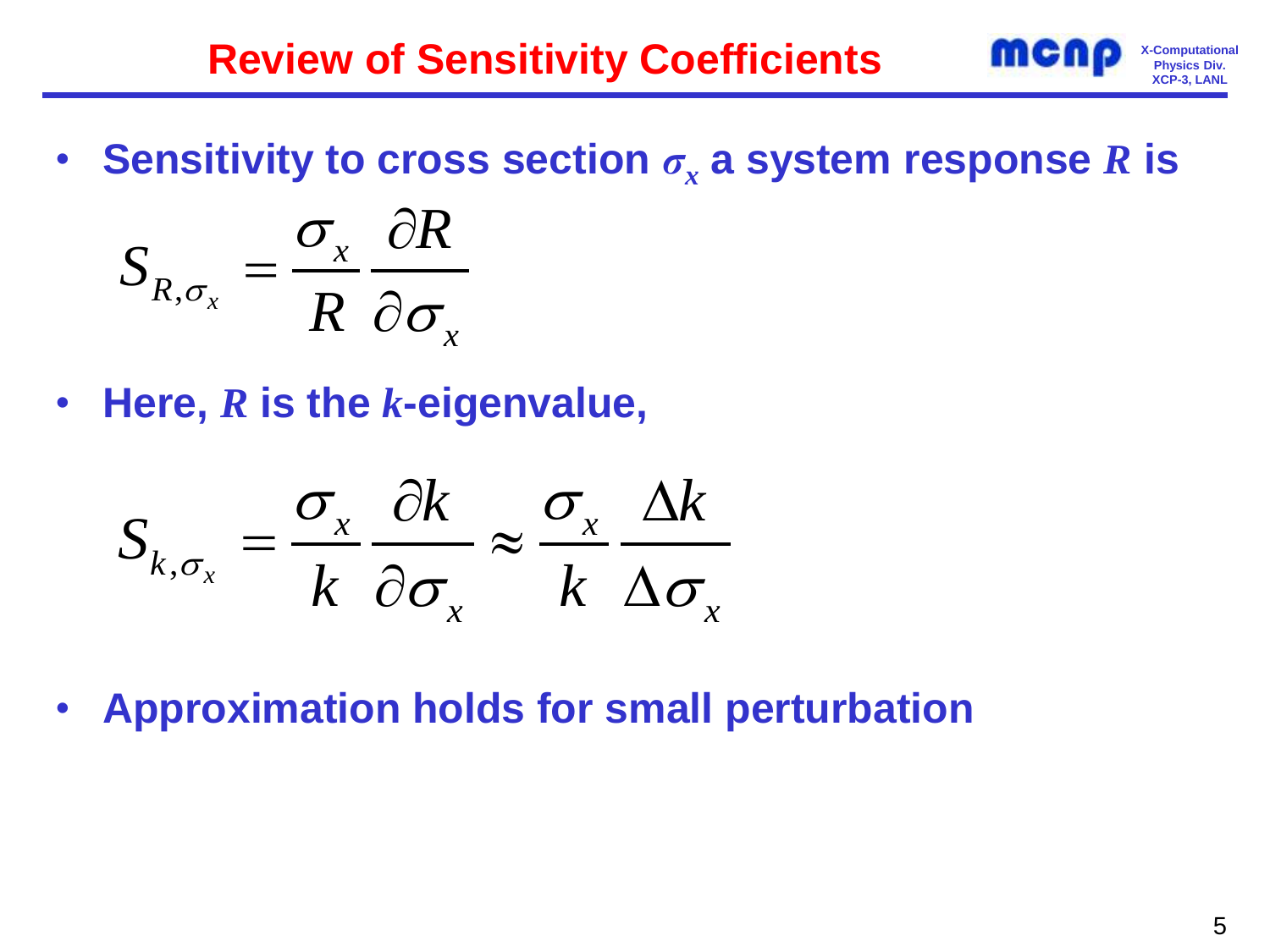# Review of Sensitivity Coefficients

- **Sensitivity to cross section $\sigma_x$ a system response $R$ is**

$$S_{R,\sigma_x} = \frac{\sigma_x}{R} \frac{\partial R}{\partial \sigma_x}$$

- **Here, $R$ is the $k$-eigenvalue,**

$$S_{k,\sigma_x} = \frac{\sigma_x}{k} \frac{\partial k}{\partial \sigma_x} \approx \frac{\sigma_x}{k} \frac{\Delta k}{\Delta \sigma_x}$$

- **Approximation holds for small perturbation**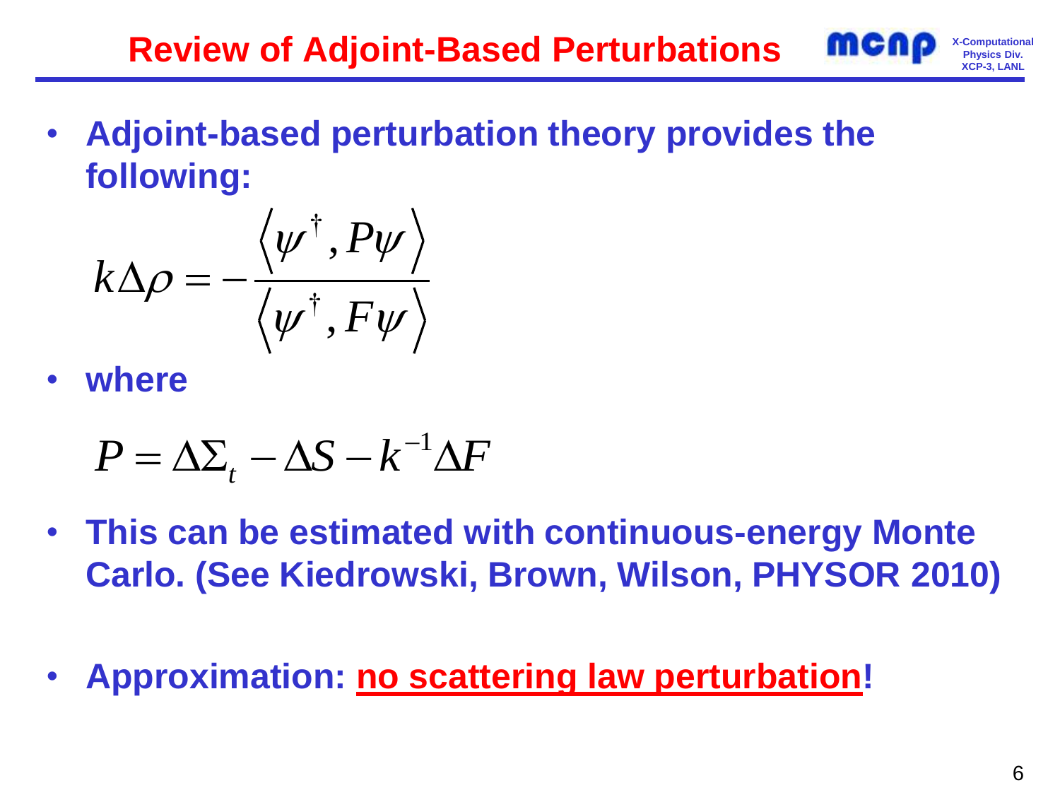# Review of Adjoint-Based Perturbations

- **Adjoint-based perturbation theory provides the following:**

$$k\Delta\rho = -\frac{\left\langle \psi^{\dagger}, P\psi \right\rangle}{\left\langle \psi^{\dagger}, F\psi \right\rangle}$$

- **where**

$$P = \Delta\Sigma_t - \Delta S - k^{-1}\Delta F$$

- **This can be estimated with continuous-energy Monte Carlo. (See Kiedrowski, Brown, Wilson, PHYSOR 2010)**

- **Approximation: <u>no scattering law perturbation</u>!**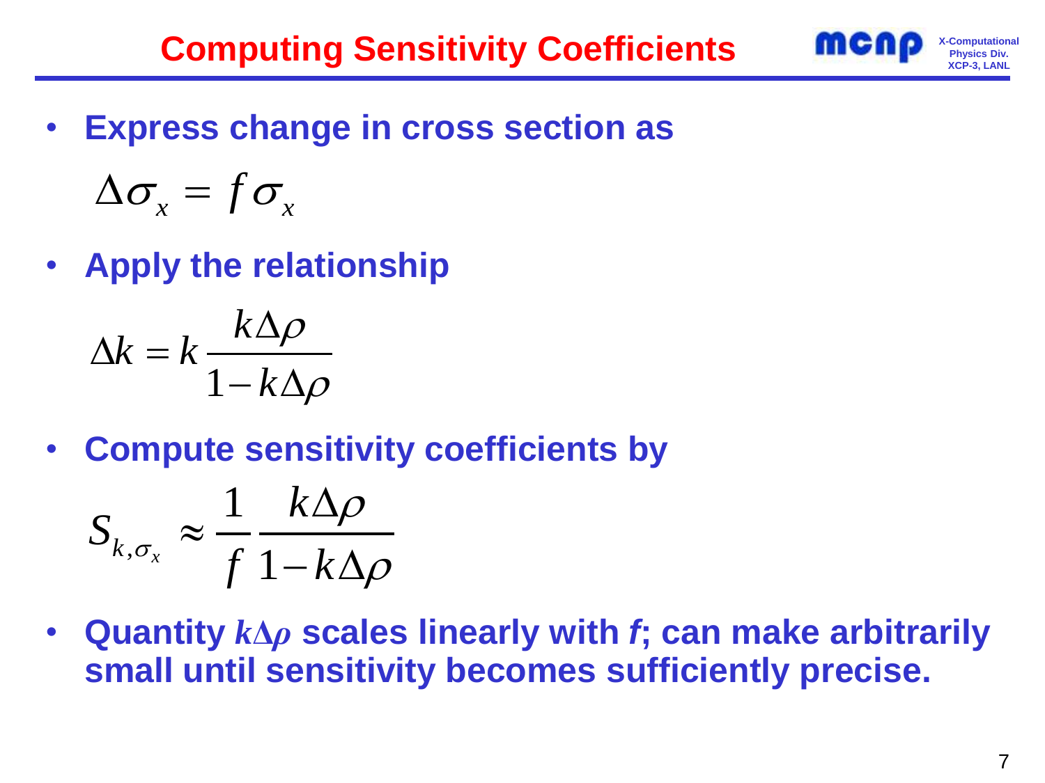# Computing Sensitivity Coefficients

- **Express change in cross section as**

$$\Delta\sigma_x = f\sigma_x$$

- **Apply the relationship**

$$\Delta k = k\frac{k\Delta\rho}{1-k\Delta\rho}$$

- **Compute sensitivity coefficients by**

$$S_{k,\sigma_x} \approx \frac{1}{f}\frac{k\Delta\rho}{1-k\Delta\rho}$$

- **Quantity $k\Delta\rho$ scales linearly with $f$; can make arbitrarily small until sensitivity becomes sufficiently precise.**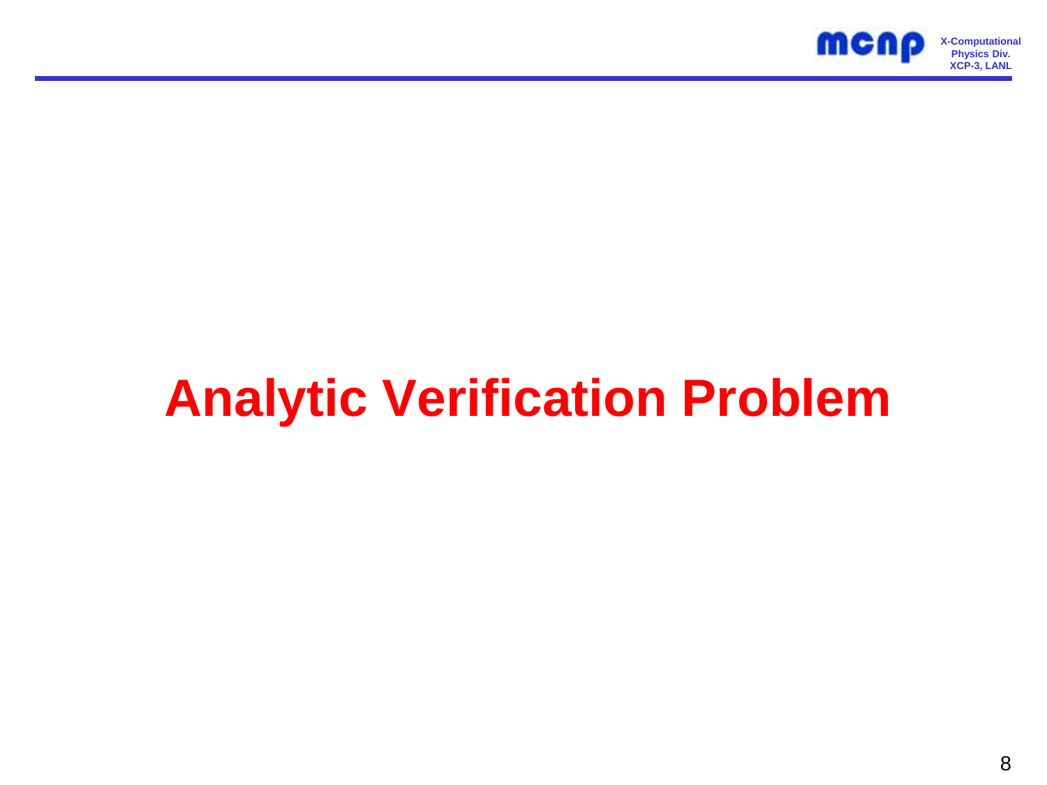# Analytic Verification Problem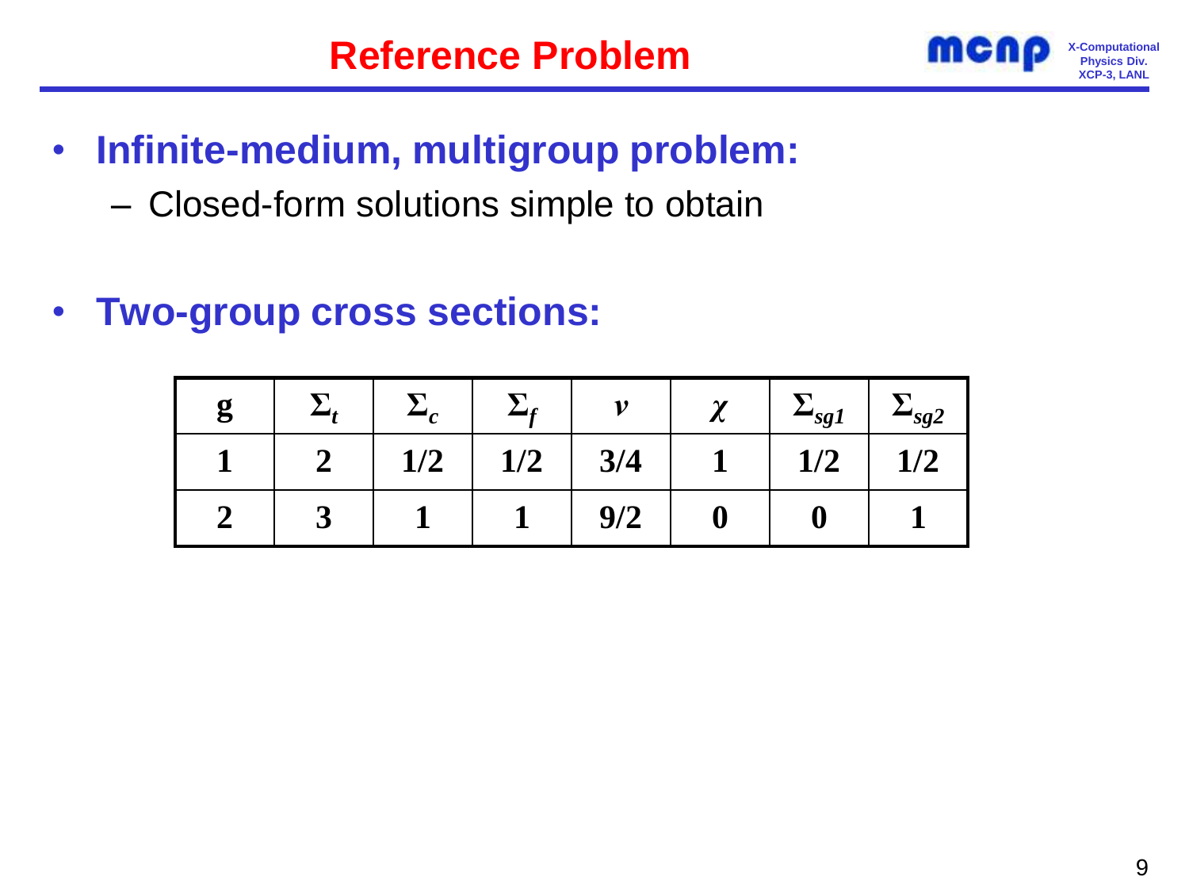# Reference Problem

- **Infinite-medium, multigroup problem:**
  - Closed-form solutions simple to obtain

- **Two-group cross sections:**

| g | $\Sigma_t$ | $\Sigma_c$ | $\Sigma_f$ | $\nu$ | $\chi$ | $\Sigma_{sg1}$ | $\Sigma_{sg2}$ |
|---|---|---|---|---|---|---|---|
| 1 | 2 | 1/2 | 1/2 | 3/4 | 1 | 1/2 | 1/2 |
| 2 | 3 | 1 | 1 | 9/2 | 0 | 0 | 1 |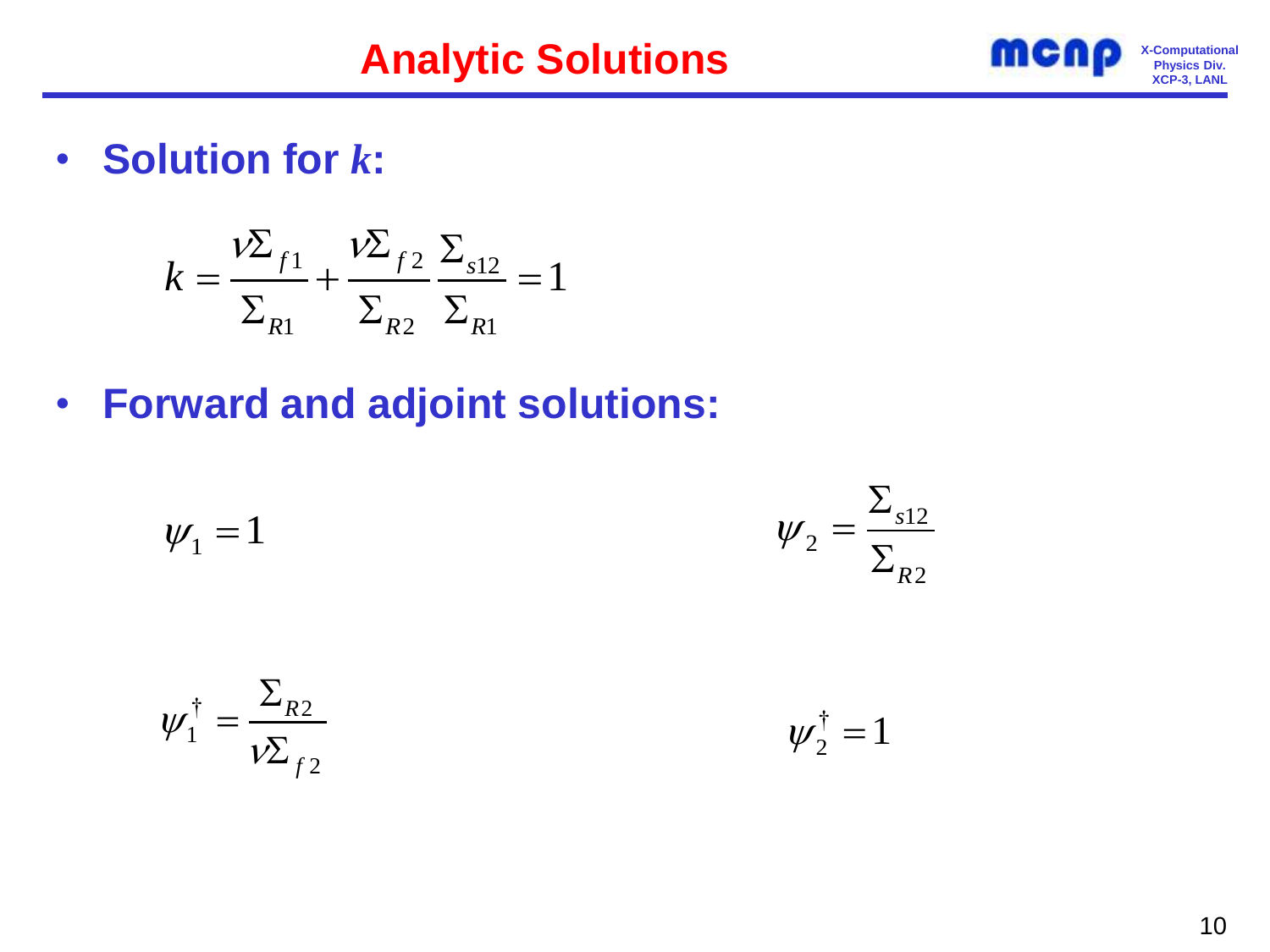# Analytic Solutions

- **Solution for *k*:**

$$k = \frac{\nu\Sigma_{f1}}{\Sigma_{R1}} + \frac{\nu\Sigma_{f2}}{\Sigma_{R2}}\frac{\Sigma_{s12}}{\Sigma_{R1}} = 1$$

- **Forward and adjoint solutions:**

$$\psi_1 = 1 \qquad \psi_2 = \frac{\Sigma_{s12}}{\Sigma_{R2}}$$

$$\psi_1^{\dagger} = \frac{\Sigma_{R2}}{\nu\Sigma_{f2}} \qquad \psi_2^{\dagger} = 1$$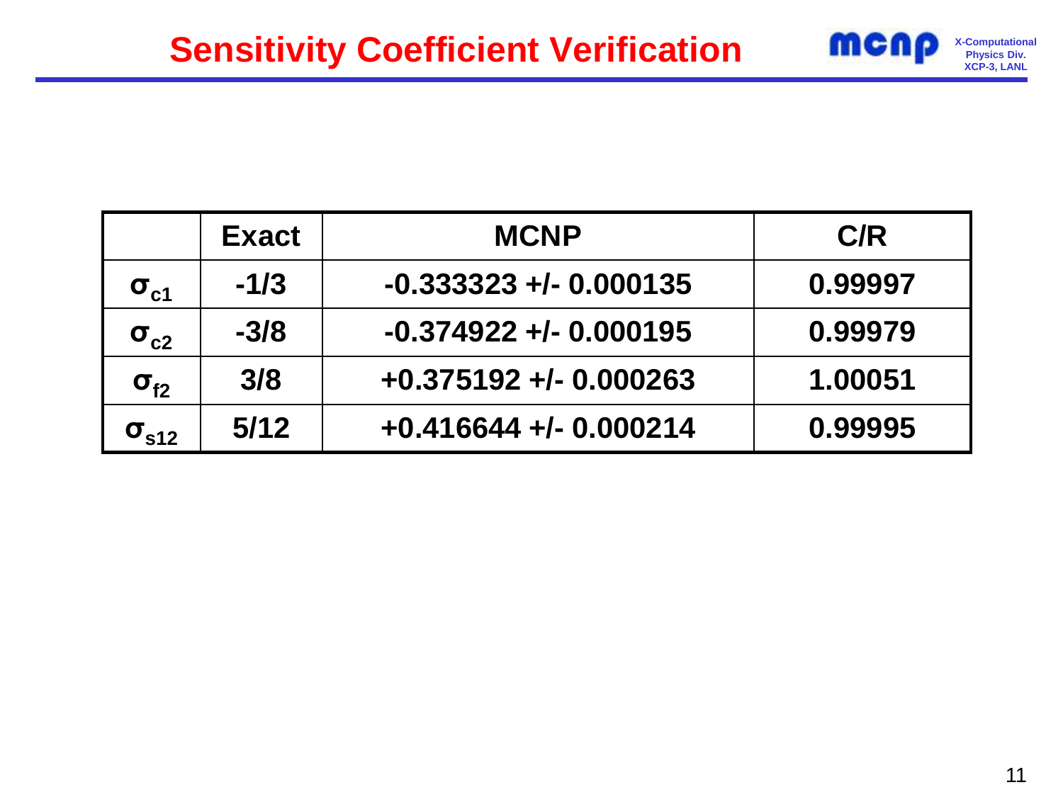# Sensitivity Coefficient Verification

| | Exact | MCNP | C/R |
|---|---|---|---|
| $\sigma_{c1}$ | -1/3 | -0.333323 +/- 0.000135 | 0.99997 |
| $\sigma_{c2}$ | -3/8 | -0.374922 +/- 0.000195 | 0.99979 |
| $\sigma_{f2}$ | 3/8 | +0.375192 +/- 0.000263 | 1.00051 |
| $\sigma_{s12}$ | 5/12 | +0.416644 +/- 0.000214 | 0.99995 |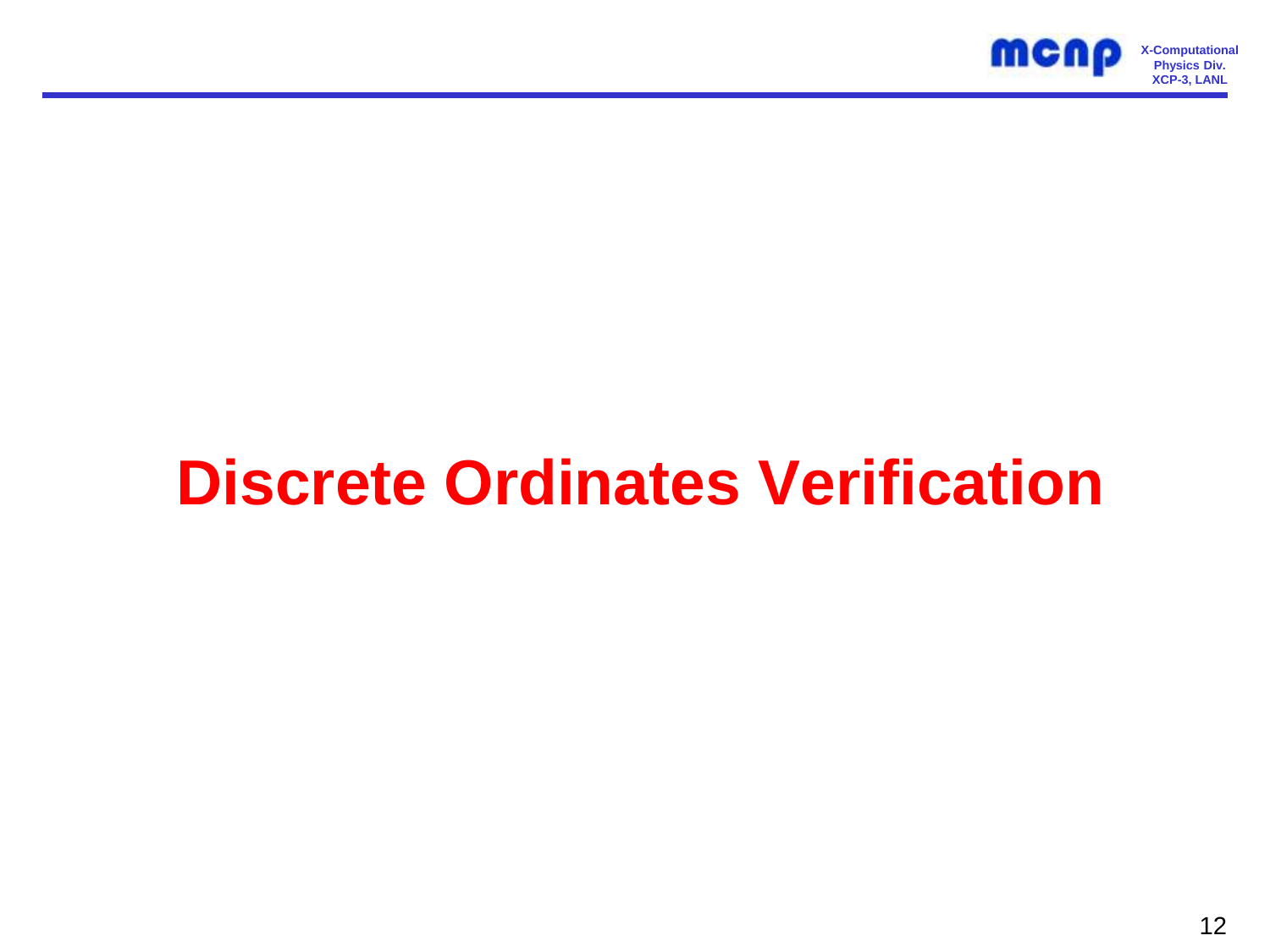# Discrete Ordinates Verification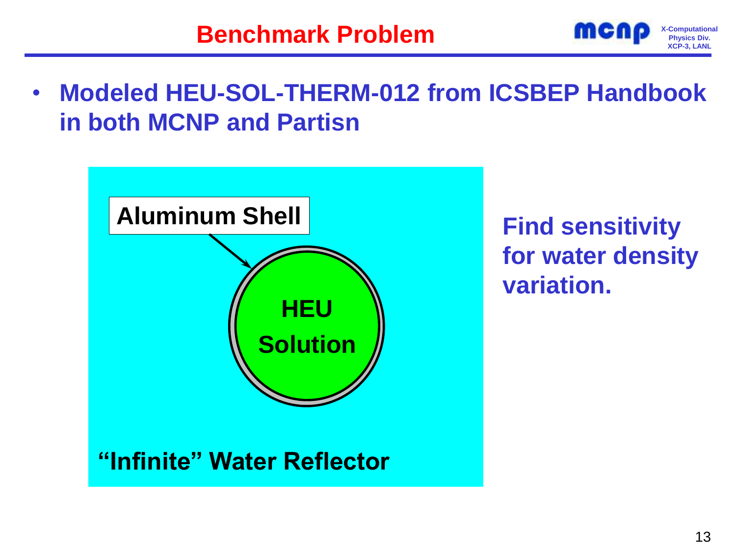# Benchmark Problem

- **Modeled HEU-SOL-THERM-012 from ICSBEP Handbook in both MCNP and Partisn**

Aluminum Shell

HEU Solution

"Infinite" Water Reflector

**Find sensitivity for water density variation.**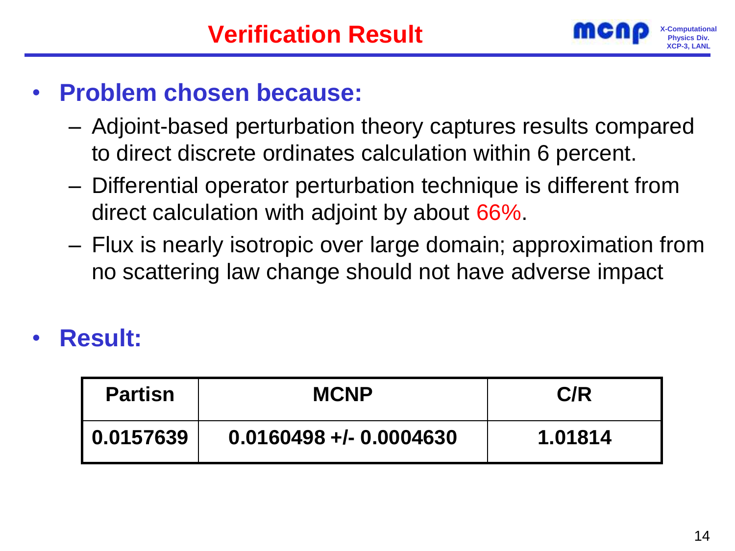# Verification Result

- **Problem chosen because:**
  - Adjoint-based perturbation theory captures results compared to direct discrete ordinates calculation within 6 percent.
  - Differential operator perturbation technique is different from direct calculation with adjoint by about 66%.
  - Flux is nearly isotropic over large domain; approximation from no scattering law change should not have adverse impact

- **Result:**

| Partisn | MCNP | C/R |
|---|---|---|
| 0.0157639 | 0.0160498 +/- 0.0004630 | 1.01814 |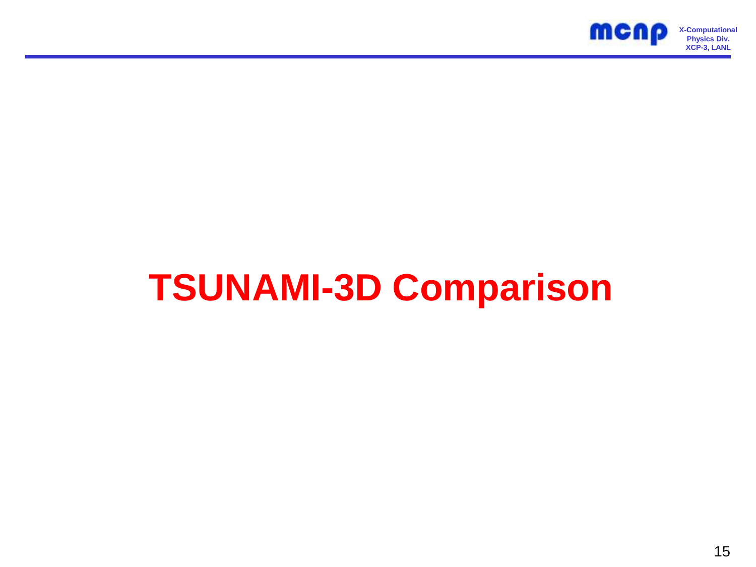# TSUNAMI-3D Comparison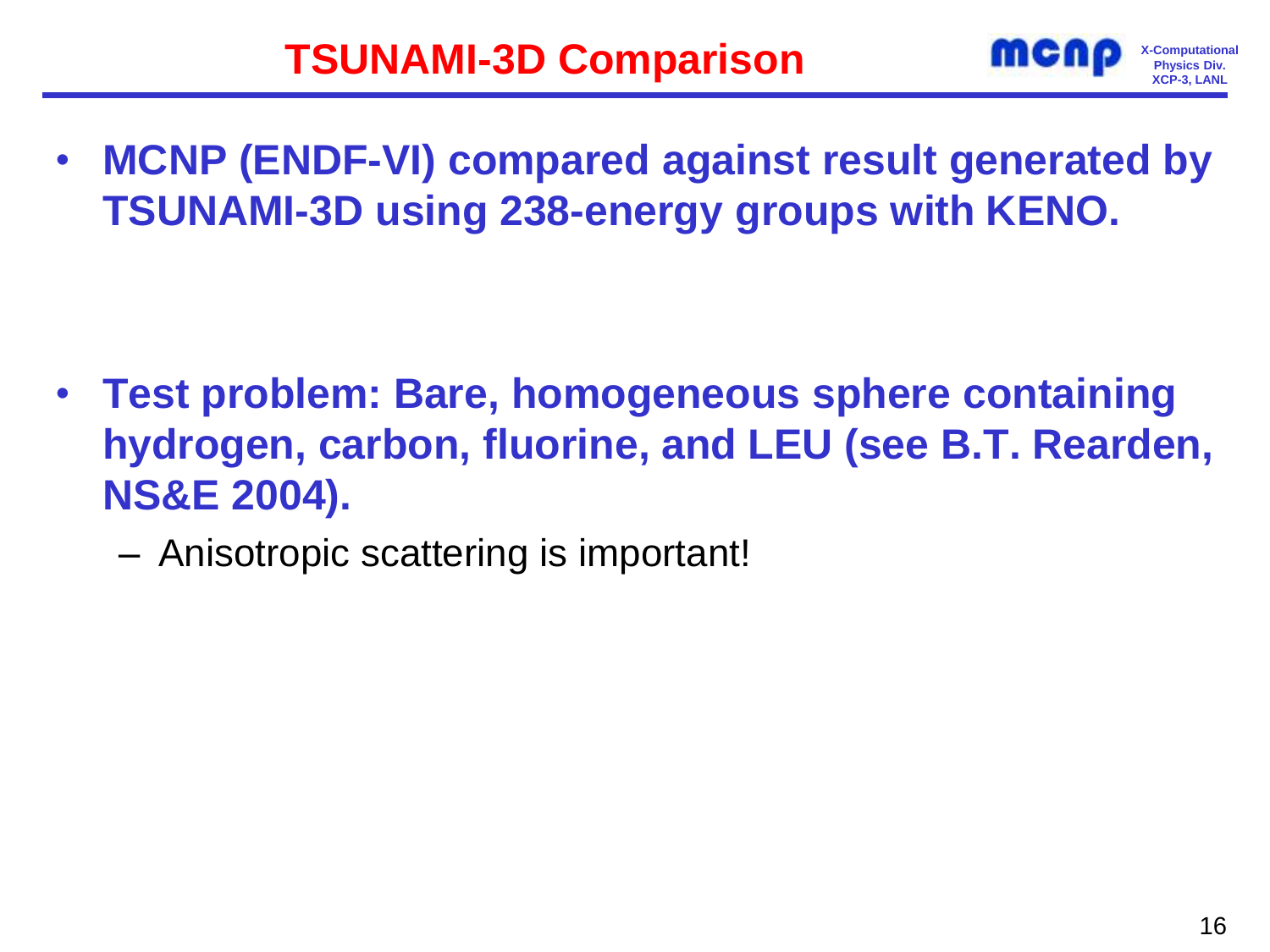# TSUNAMI-3D Comparison

- **MCNP (ENDF-VI) compared against result generated by TSUNAMI-3D using 238-energy groups with KENO.**

- **Test problem: Bare, homogeneous sphere containing hydrogen, carbon, fluorine, and LEU (see B.T. Rearden, NS&E 2004).**
  - Anisotropic scattering is important!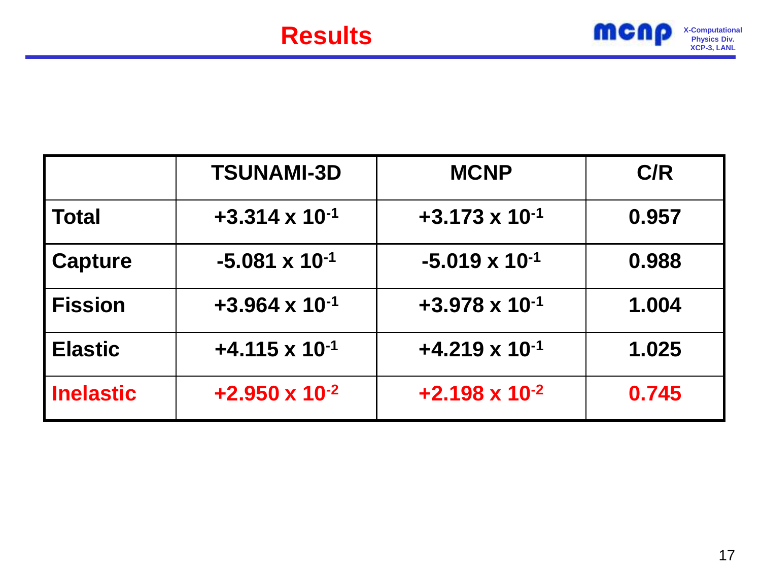# Results

| | TSUNAMI-3D | MCNP | C/R |
|---|---|---|---|
| **Total** | $+3.314 \times 10^{-1}$ | $+3.173 \times 10^{-1}$ | 0.957 |
| **Capture** | $-5.081 \times 10^{-1}$ | $-5.019 \times 10^{-1}$ | 0.988 |
| **Fission** | $+3.964 \times 10^{-1}$ | $+3.978 \times 10^{-1}$ | 1.004 |
| **Elastic** | $+4.115 \times 10^{-1}$ | $+4.219 \times 10^{-1}$ | 1.025 |
| **Inelastic** | $+2.950 \times 10^{-2}$ | $+2.198 \times 10^{-2}$ | 0.745 |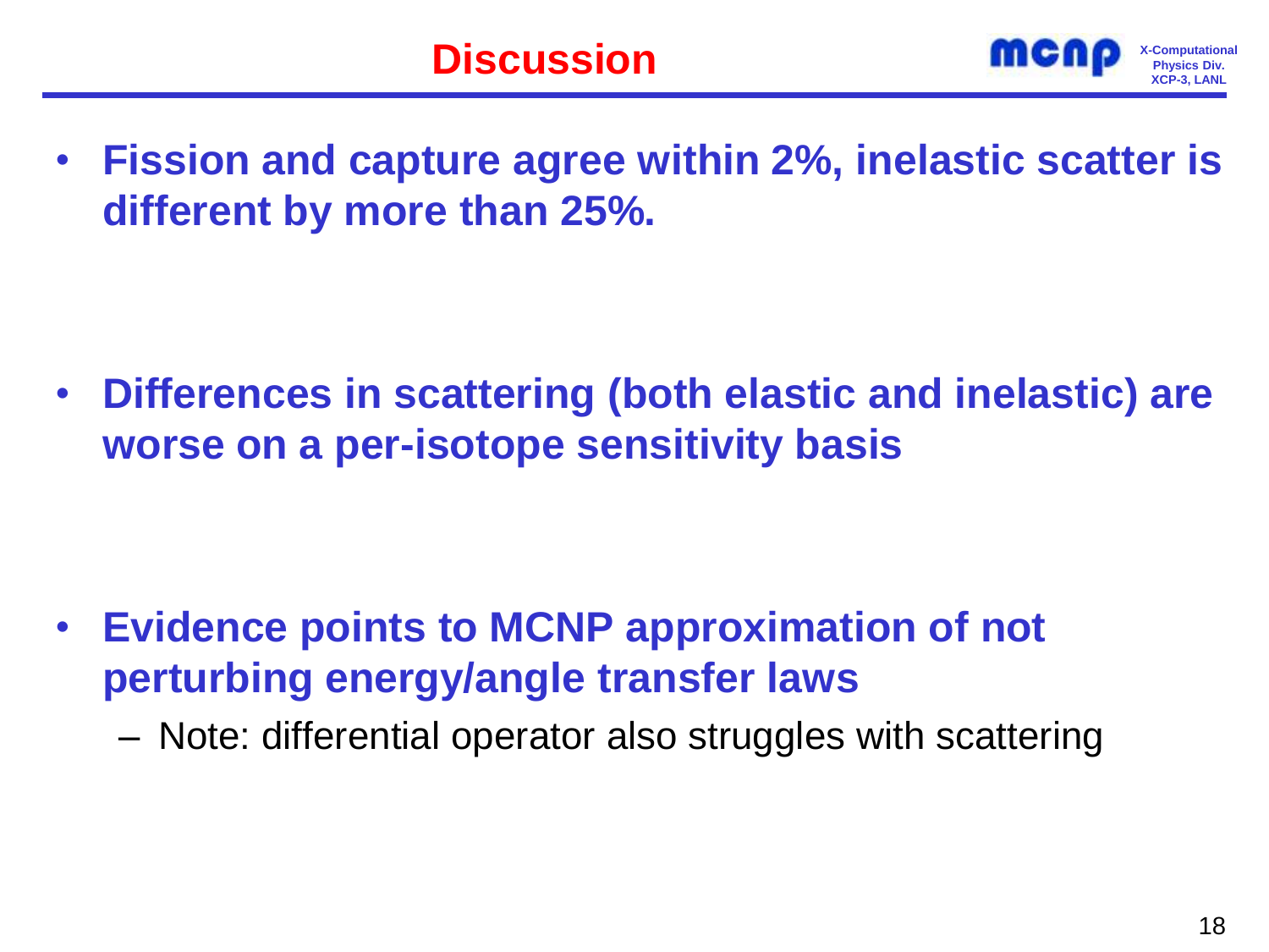# Discussion

- **Fission and capture agree within 2%, inelastic scatter is different by more than 25%.**

- **Differences in scattering (both elastic and inelastic) are worse on a per-isotope sensitivity basis**

- **Evidence points to MCNP approximation of not perturbing energy/angle transfer laws**
  - Note: differential operator also struggles with scattering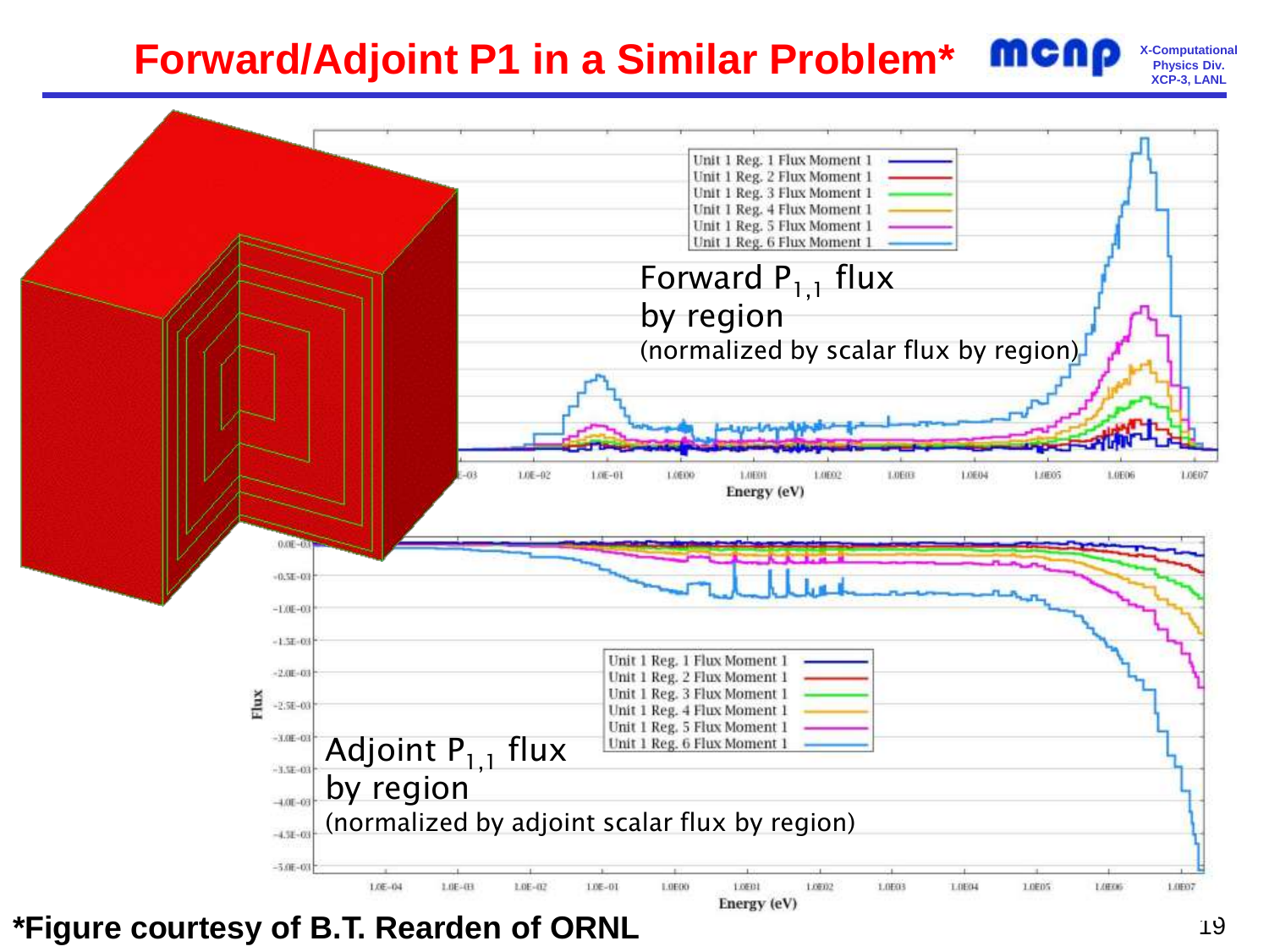# Forward/Adjoint P1 in a Similar Problem*

Forward $P_{1,1}$ flux by region (normalized by scalar flux by region)

| Unit 1 Reg. 1 Flux Moment 1 |
| --- |
| Unit 1 Reg. 2 Flux Moment 1 |
| Unit 1 Reg. 3 Flux Moment 1 |
| Unit 1 Reg. 4 Flux Moment 1 |
| Unit 1 Reg. 5 Flux Moment 1 |
| Unit 1 Reg. 6 Flux Moment 1 |

Energy (eV)

Adjoint $P_{1,1}$ flux by region (normalized by adjoint scalar flux by region)

| Unit 1 Reg. 1 Flux Moment 1 |
| --- |
| Unit 1 Reg. 2 Flux Moment 1 |
| Unit 1 Reg. 3 Flux Moment 1 |
| Unit 1 Reg. 4 Flux Moment 1 |
| Unit 1 Reg. 5 Flux Moment 1 |
| Unit 1 Reg. 6 Flux Moment 1 |

Flux

Energy (eV)

**\*Figure courtesy of B.T. Rearden of ORNL**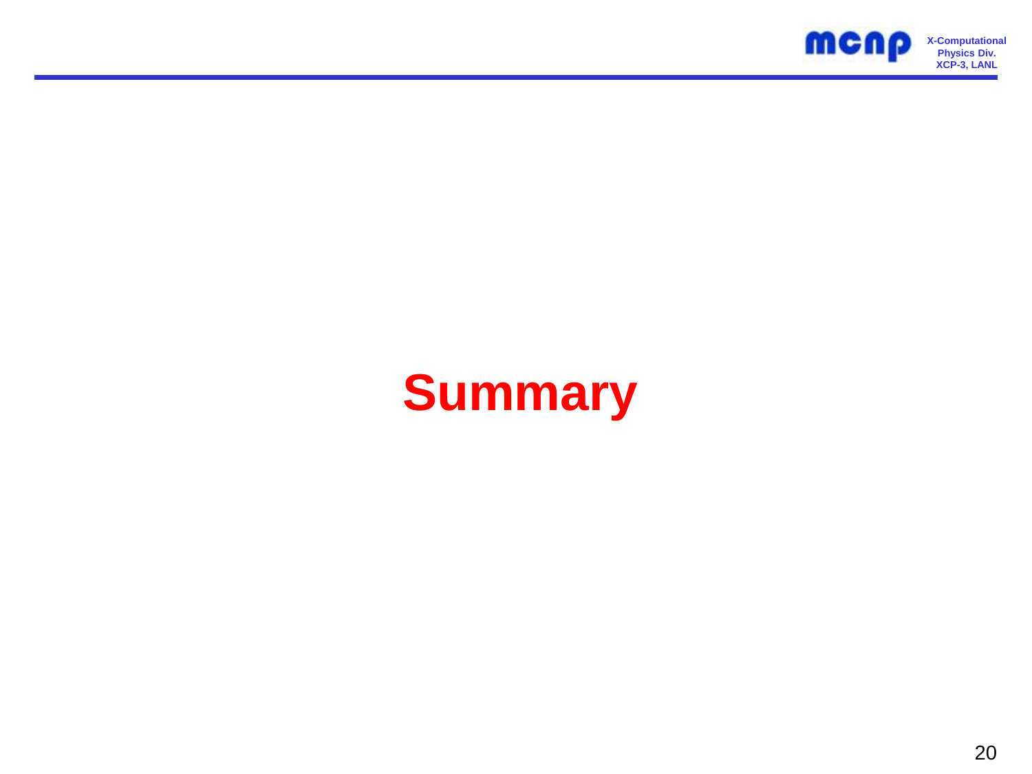# Summary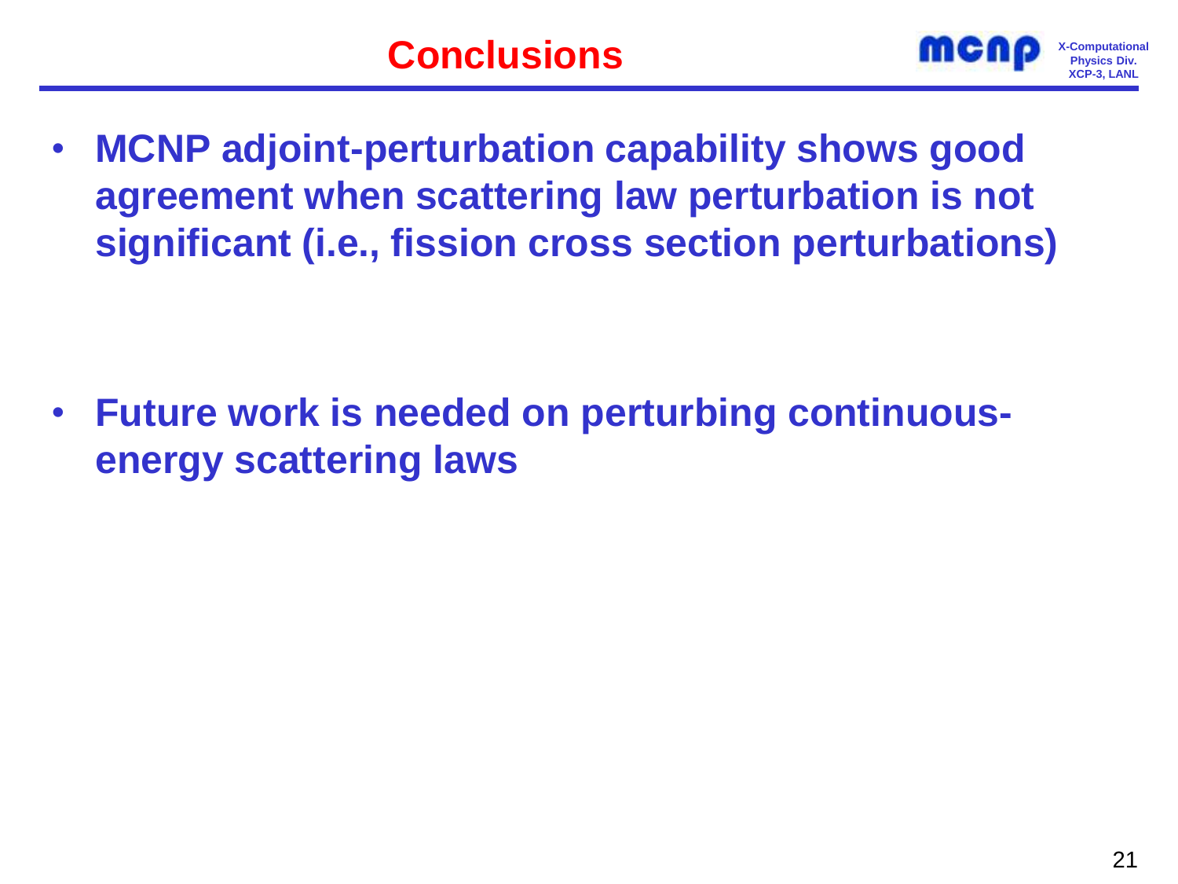# Conclusions

- **MCNP adjoint-perturbation capability shows good agreement when scattering law perturbation is not significant (i.e., fission cross section perturbations)**

- **Future work is needed on perturbing continuous-energy scattering laws**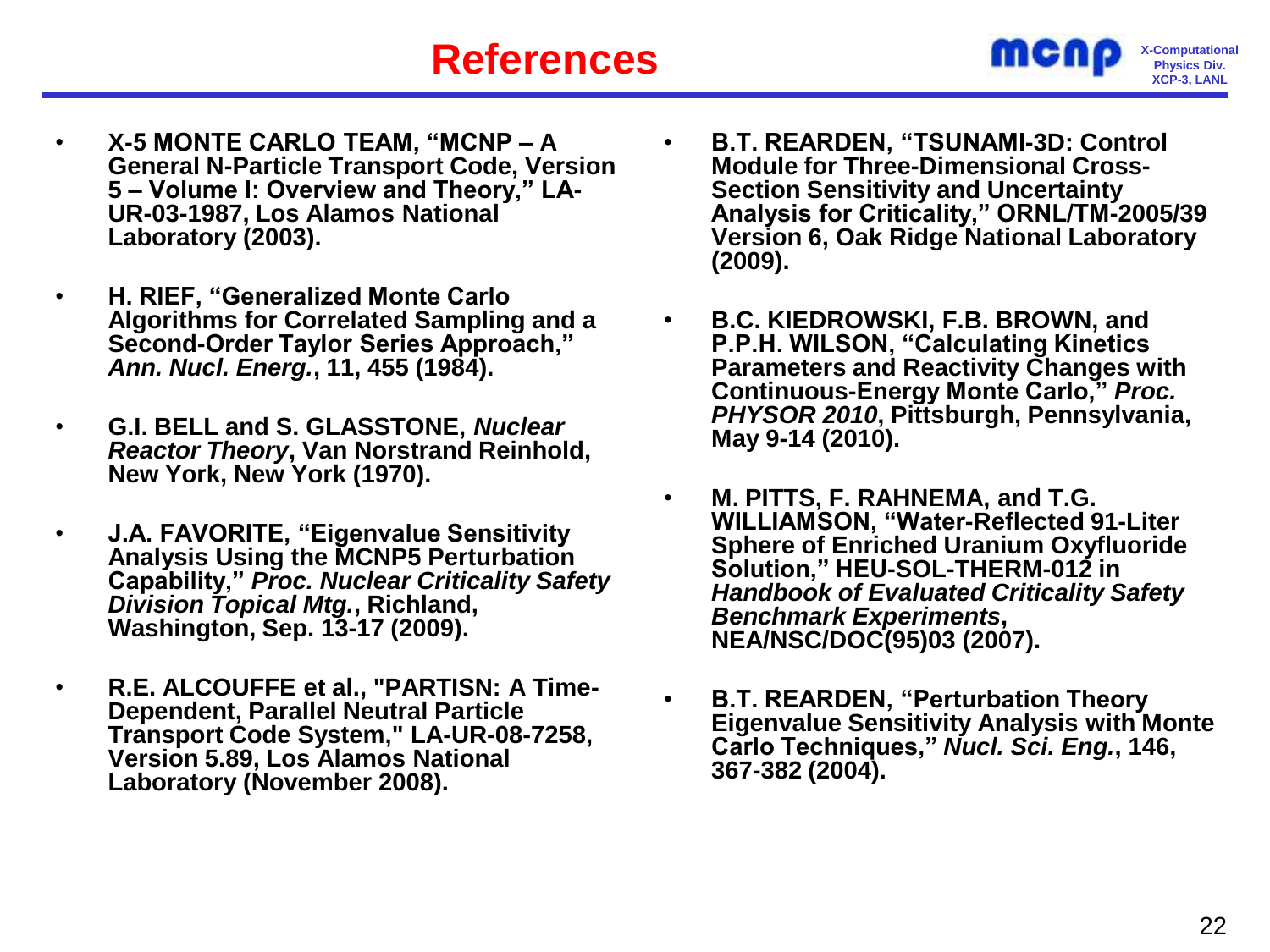# References

- **X-5 MONTE CARLO TEAM, "MCNP – A General N-Particle Transport Code, Version 5 – Volume I: Overview and Theory," LA-UR-03-1987, Los Alamos National Laboratory (2003).**
- **H. RIEF, "Generalized Monte Carlo Algorithms for Correlated Sampling and a Second-Order Taylor Series Approach,"** ***Ann. Nucl. Energ.*****, 11, 455 (1984).**
- **G.I. BELL and S. GLASSTONE,** ***Nuclear Reactor Theory*****, Van Norstrand Reinhold, New York, New York (1970).**
- **J.A. FAVORITE, "Eigenvalue Sensitivity Analysis Using the MCNP5 Perturbation Capability,"** ***Proc. Nuclear Criticality Safety Division Topical Mtg.*****, Richland, Washington, Sep. 13-17 (2009).**
- **R.E. ALCOUFFE et al., "PARTISN: A Time-Dependent, Parallel Neutral Particle Transport Code System," LA-UR-08-7258, Version 5.89, Los Alamos National Laboratory (November 2008).**
- **B.T. REARDEN, "TSUNAMI-3D: Control Module for Three-Dimensional Cross-Section Sensitivity and Uncertainty Analysis for Criticality," ORNL/TM-2005/39 Version 6, Oak Ridge National Laboratory (2009).**
- **B.C. KIEDROWSKI, F.B. BROWN, and P.P.H. WILSON, "Calculating Kinetics Parameters and Reactivity Changes with Continuous-Energy Monte Carlo,"** ***Proc. PHYSOR 2010*****, Pittsburgh, Pennsylvania, May 9-14 (2010).**
- **M. PITTS, F. RAHNEMA, and T.G. WILLIAMSON, "Water-Reflected 91-Liter Sphere of Enriched Uranium Oxyfluoride Solution," HEU-SOL-THERM-012 in** ***Handbook of Evaluated Criticality Safety Benchmark Experiments*****, NEA/NSC/DOC(95)03 (2007).**
- **B.T. REARDEN, "Perturbation Theory Eigenvalue Sensitivity Analysis with Monte Carlo Techniques,"** ***Nucl. Sci. Eng.*****, 146, 367-382 (2004).**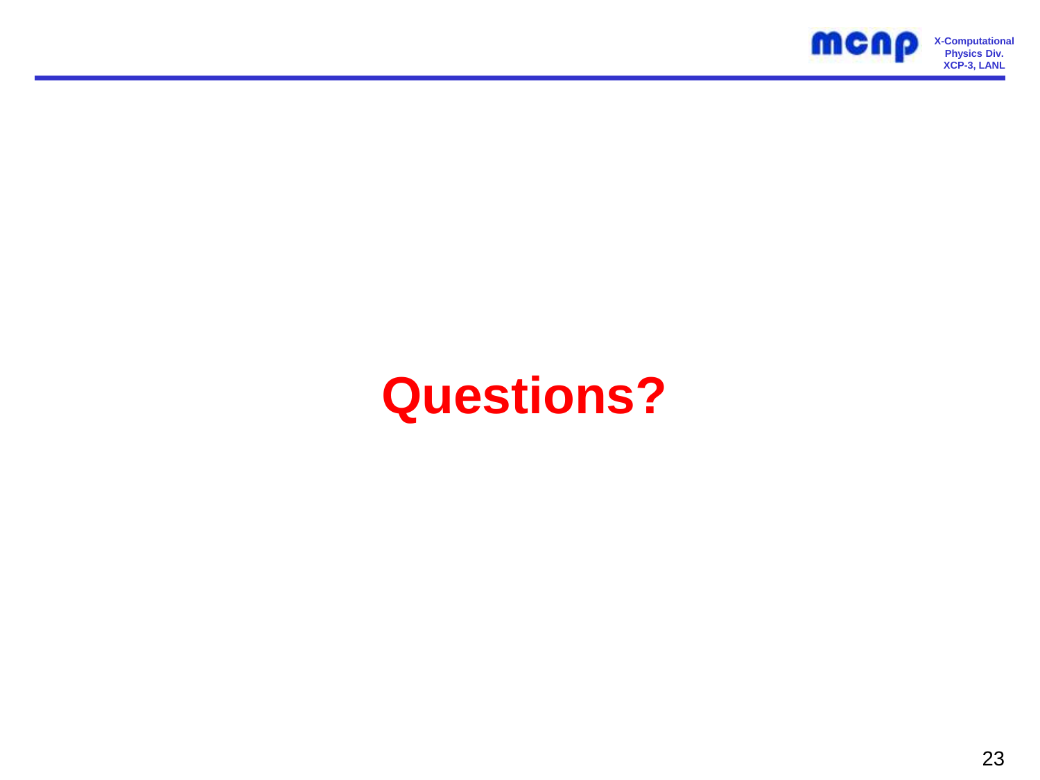# Questions?